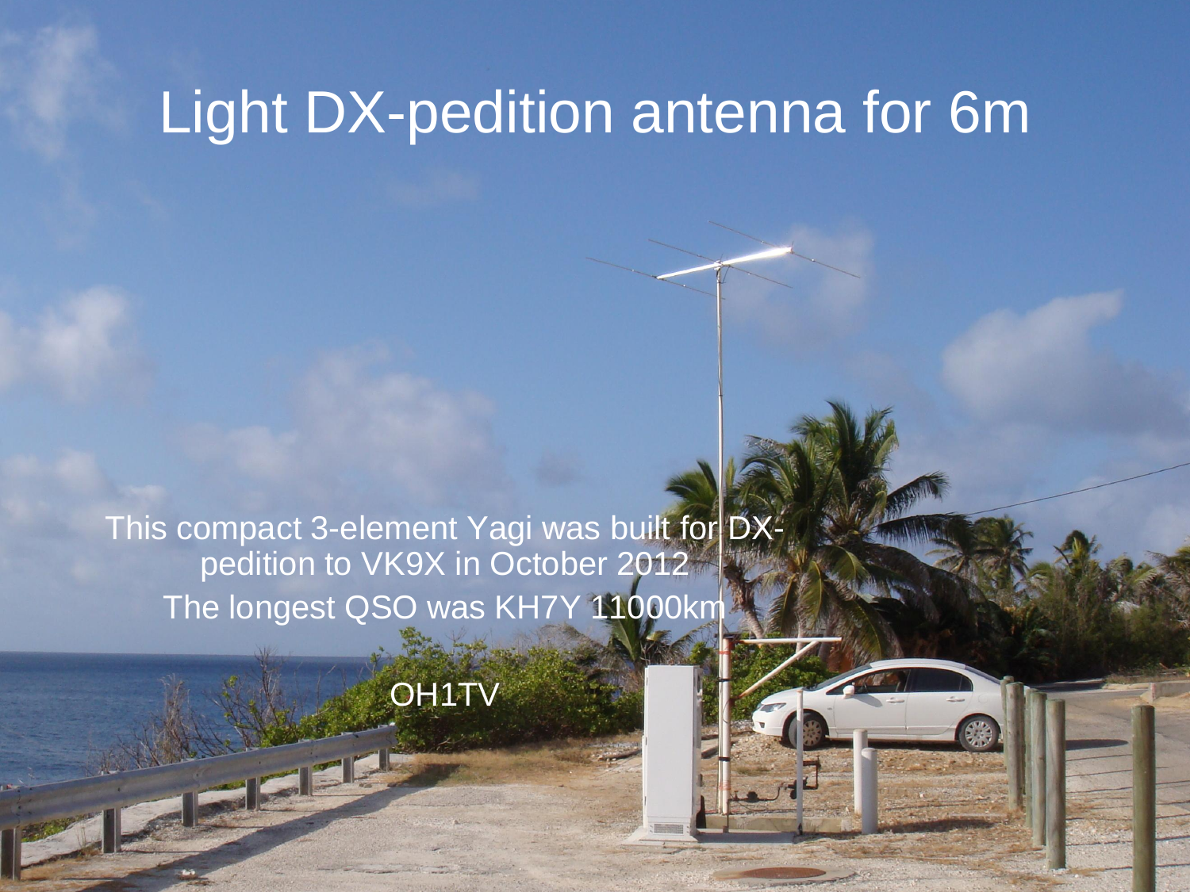# Light DX-pedition antenna for 6m

This compact 3-element Yagi was built for DX-pedition to VK9X in October 2012

The longest QSO was KH7Y 11000km

OH1TV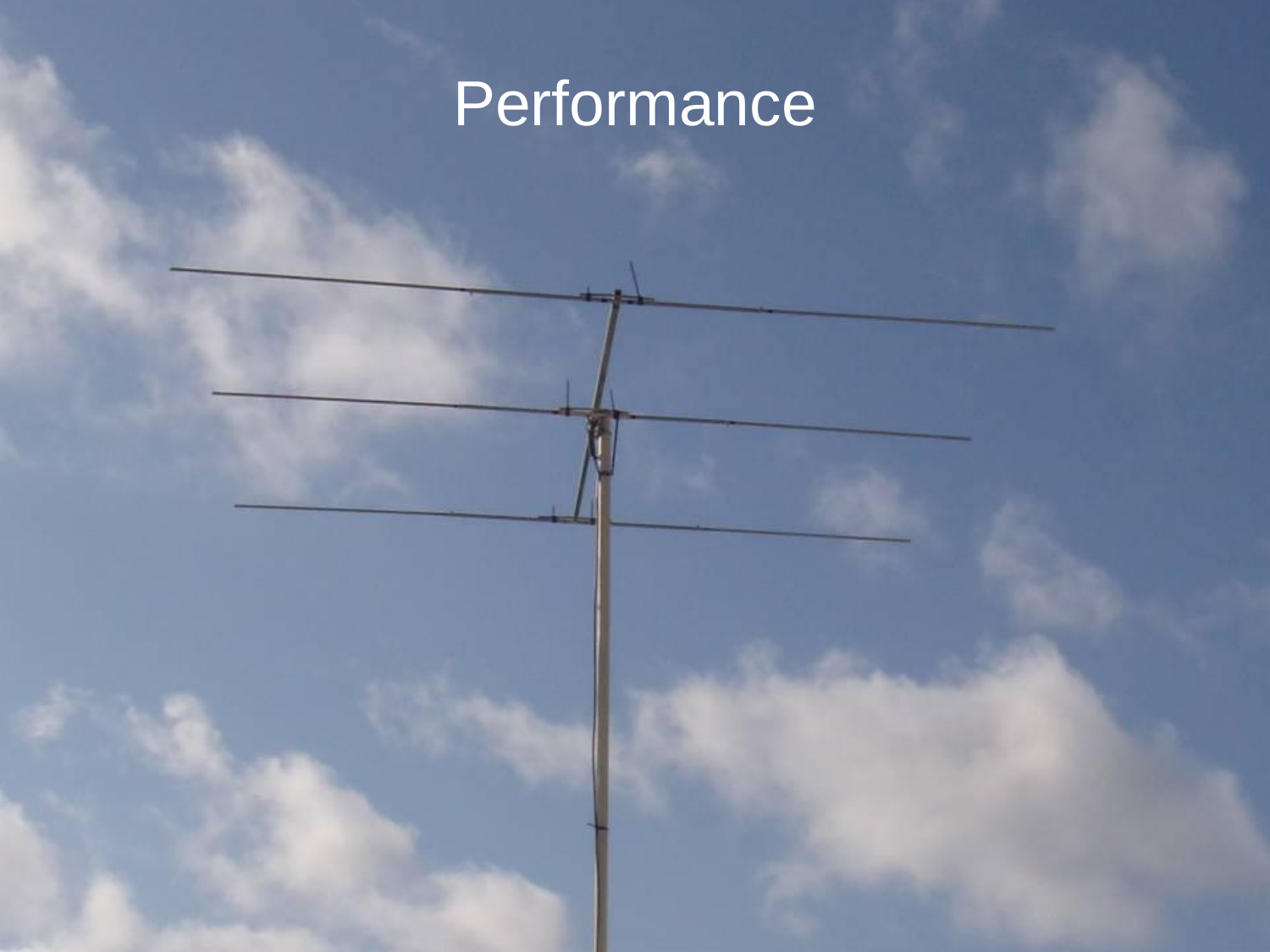# Performance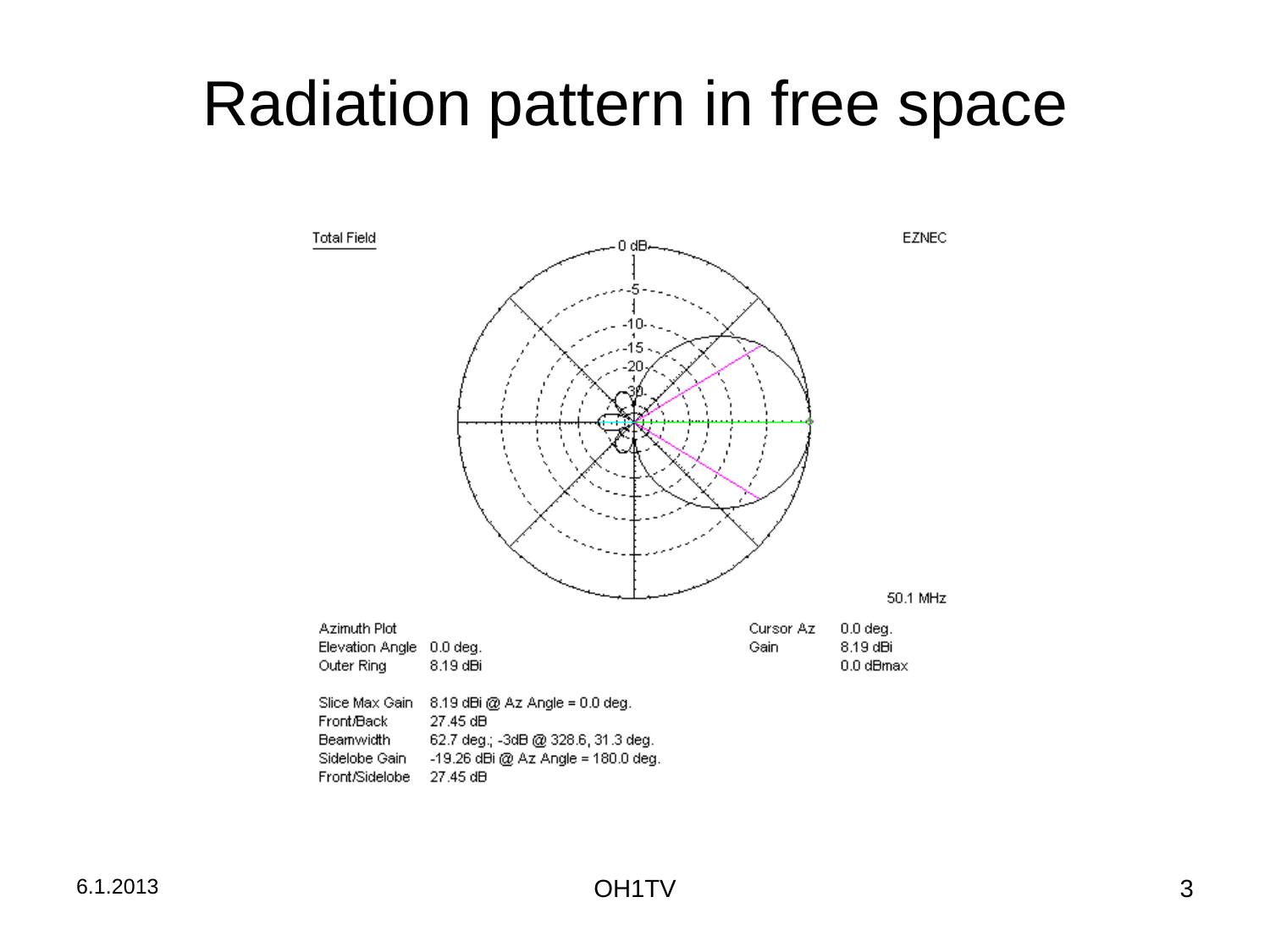# Radiation pattern in free space

Total Field

EZNEC

0 dB

-5

-10

-15

-20

-30

50.1 MHz

Azimuth Plot
Elevation Angle 0.0 deg.
Outer Ring 8.19 dBi

Cursor Az 0.0 deg.
Gain 8.19 dBi
0.0 dBmax

Slice Max Gain 8.19 dBi @ Az Angle = 0.0 deg.
Front/Back 27.45 dB
Beamwidth 62.7 deg.; -3dB @ 328.6, 31.3 deg.
Sidelobe Gain -19.26 dBi @ Az Angle = 180.0 deg.
Front/Sidelobe 27.45 dB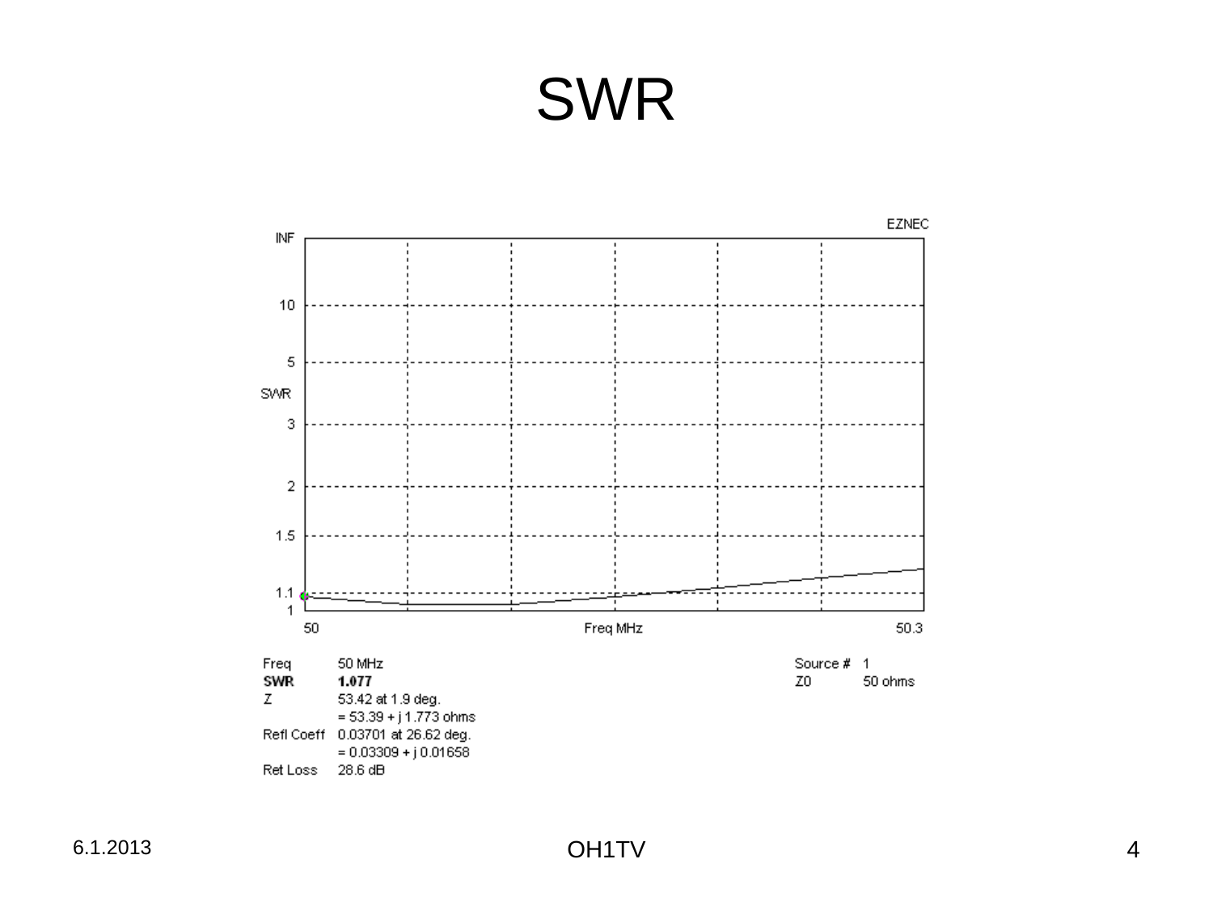# SWR

EZNEC

| | | | |
|---|---|---|---|
| Freq | 50 MHz | Source # | 1 |
| **SWR** | **1.077** | Z0 | 50 ohms |
| Z | 53.42 at 1.9 deg. | | |
| | = 53.39 + j 1.773 ohms | | |
| Refl Coeff | 0.03701 at 26.62 deg. | | |
| | = 0.03309 + j 0.01658 | | |
| Ret Loss | 28.6 dB | | |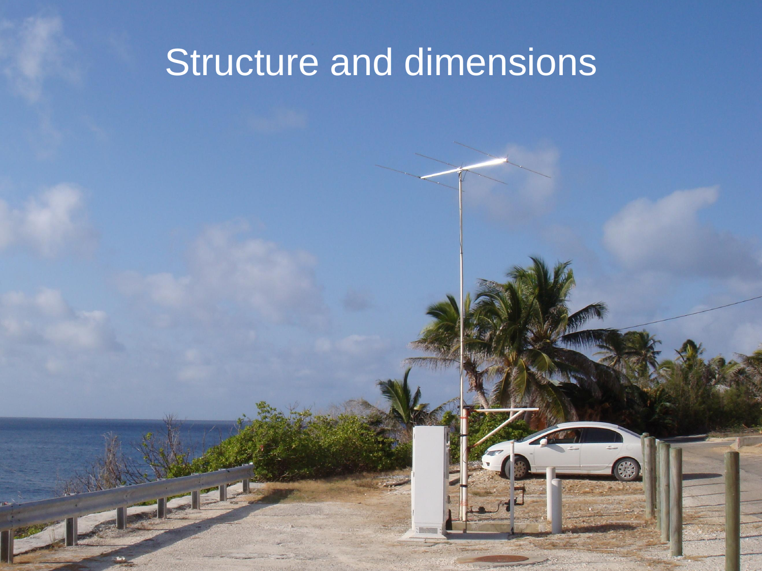# Structure and dimensions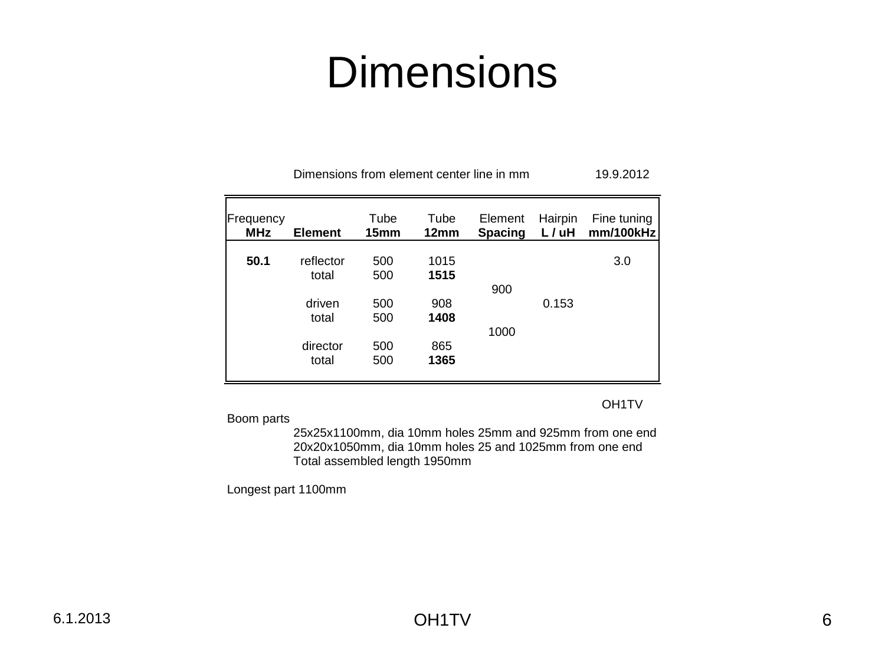# Dimensions

Dimensions from element center line in mm 19.9.2012

| Frequency MHz | Element | Tube 15mm | Tube 12mm | Element Spacing | Hairpin L / uH | Fine tuning mm/100kHz |
|---|---|---|---|---|---|---|
| **50.1** | reflector | 500 | 1015 | | | 3.0 |
| | total | 500 | **1515** | | | |
| | | | | 900 | | |
| | driven | 500 | 908 | | 0.153 | |
| | total | 500 | **1408** | | | |
| | | | | 1000 | | |
| | director | 500 | 865 | | | |
| | total | 500 | **1365** | | | |

OH1TV

Boom parts

25x25x1100mm, dia 10mm holes 25mm and 925mm from one end
20x20x1050mm, dia 10mm holes 25 and 1025mm from one end
Total assembled length 1950mm

Longest part 1100mm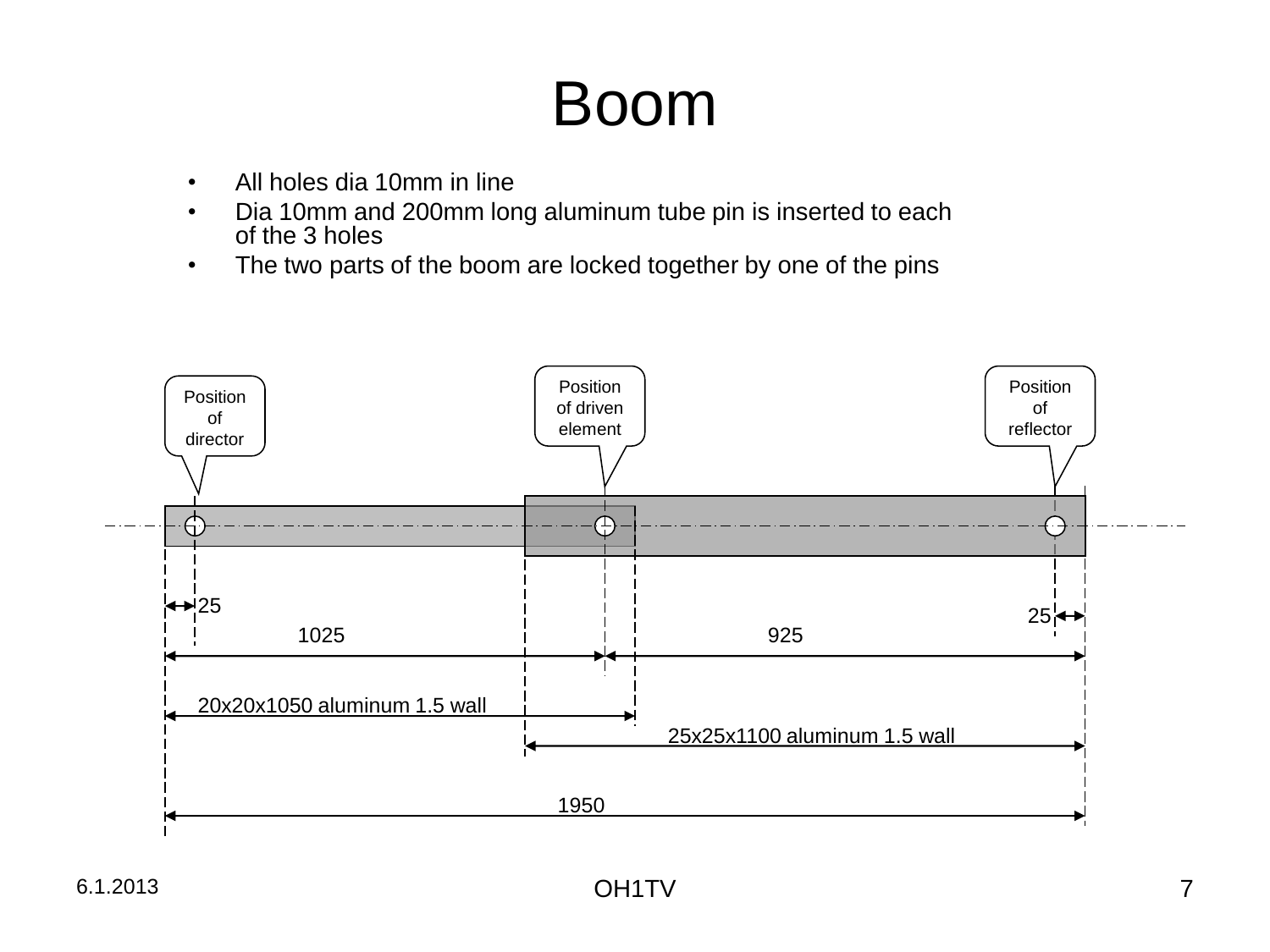# Boom

- All holes dia 10mm in line
- Dia 10mm and 200mm long aluminum tube pin is inserted to each of the 3 holes
- The two parts of the boom are locked together by one of the pins

Position of director

Position of driven element

Position of reflector

25

25

1025

925

20x20x1050 aluminum 1.5 wall

25x25x1100 aluminum 1.5 wall

1950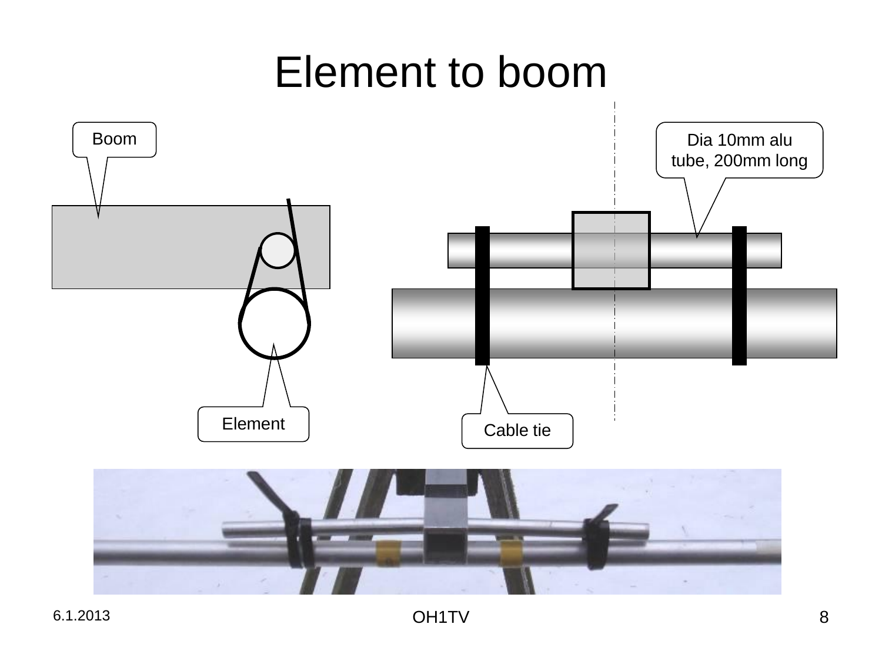# Element to boom

Boom

Element

Dia 10mm alu tube, 200mm long

Cable tie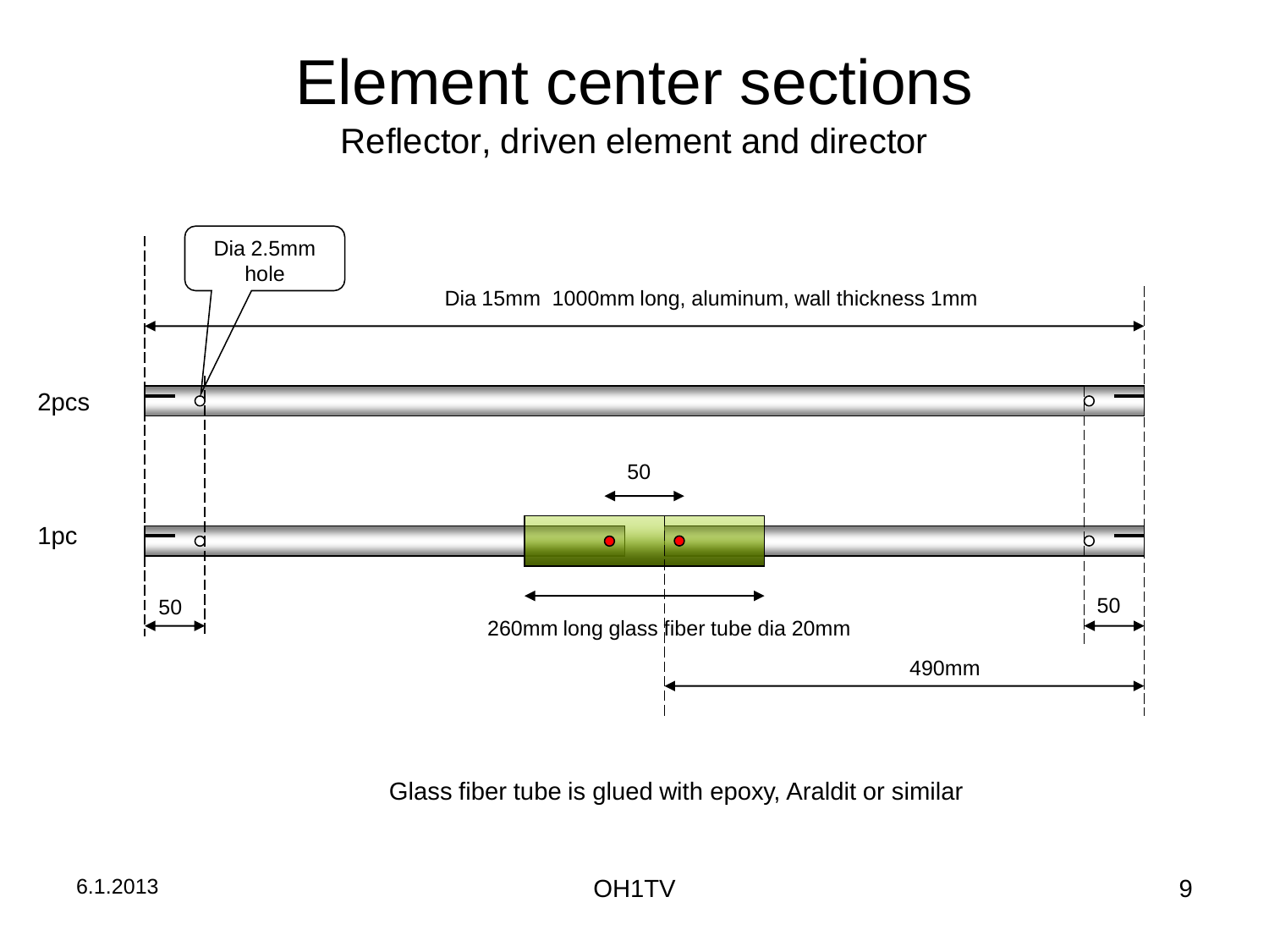# Element center sections

## Reflector, driven element and director

Dia 2.5mm hole

Dia 15mm 1000mm long, aluminum, wall thickness 1mm

2pcs

50

1pc

50

260mm long glass fiber tube dia 20mm

50

490mm

Glass fiber tube is glued with epoxy, Araldit or similar

6.1.2013

OH1TV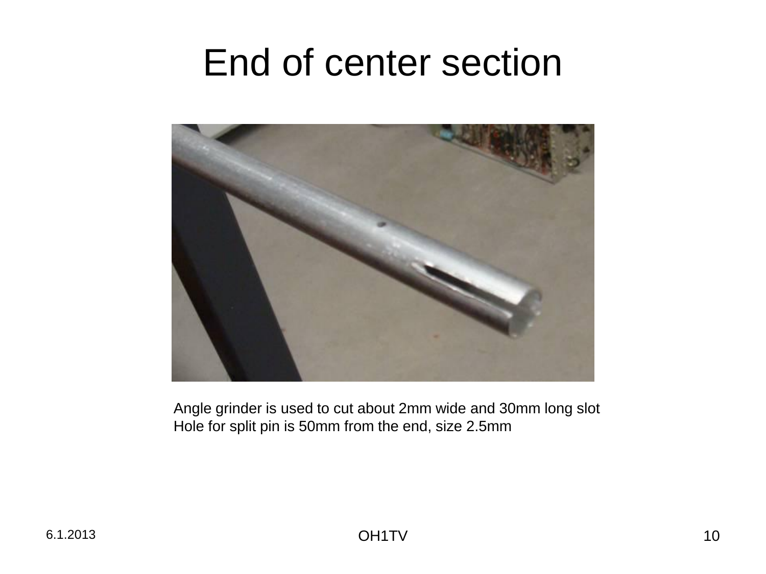# End of center section

Angle grinder is used to cut about 2mm wide and 30mm long slot
Hole for split pin is 50mm from the end, size 2.5mm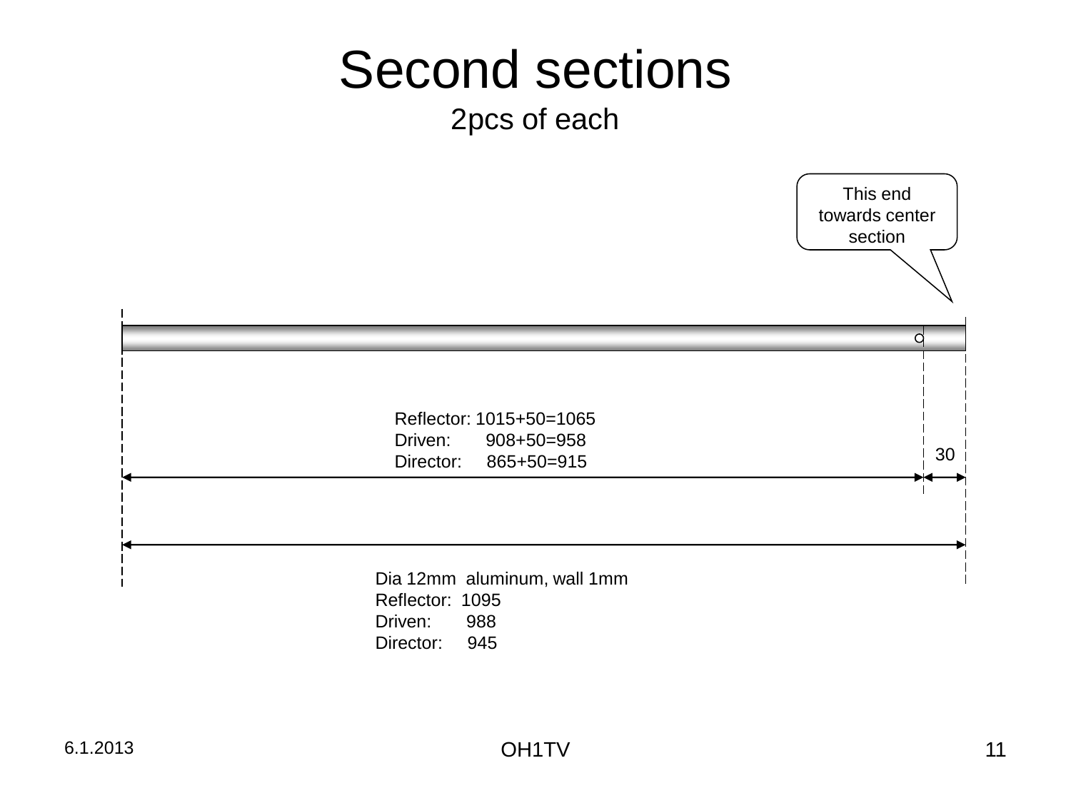# Second sections

2pcs of each

This end towards center section

Reflector: 1015+50=1065
Driven: 908+50=958
Director: 865+50=915

30

Dia 12mm aluminum, wall 1mm
Reflector: 1095
Driven: 988
Director: 945

6.1.2013

OH1TV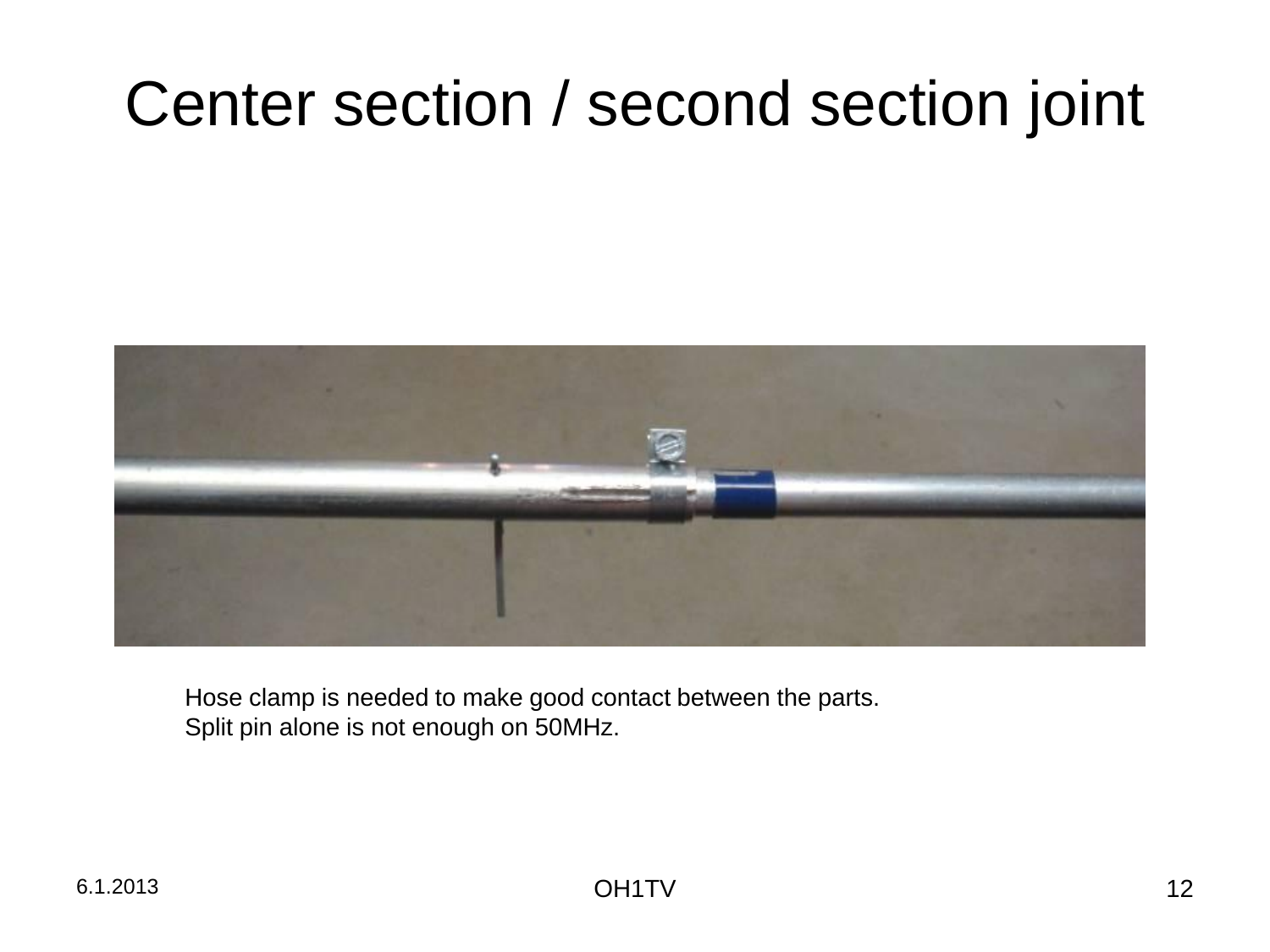# Center section / second section joint

Hose clamp is needed to make good contact between the parts.
Split pin alone is not enough on 50MHz.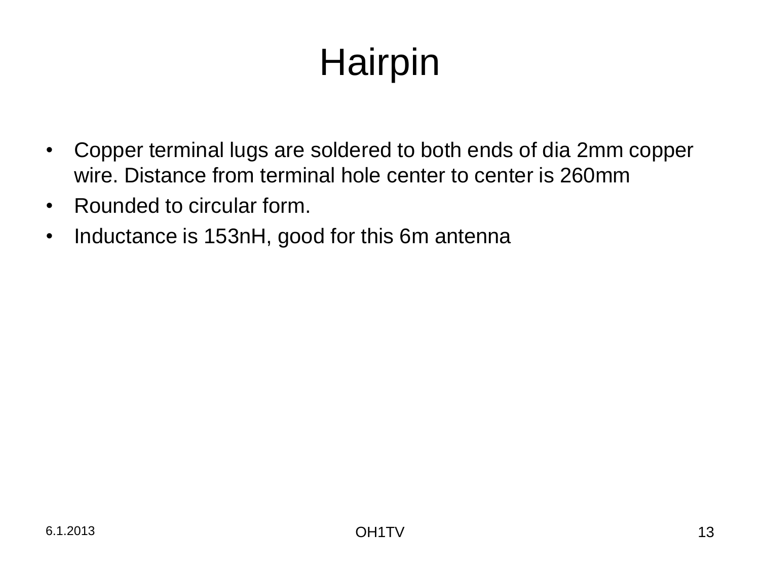# Hairpin

- Copper terminal lugs are soldered to both ends of dia 2mm copper wire. Distance from terminal hole center to center is 260mm
- Rounded to circular form.
- Inductance is 153nH, good for this 6m antenna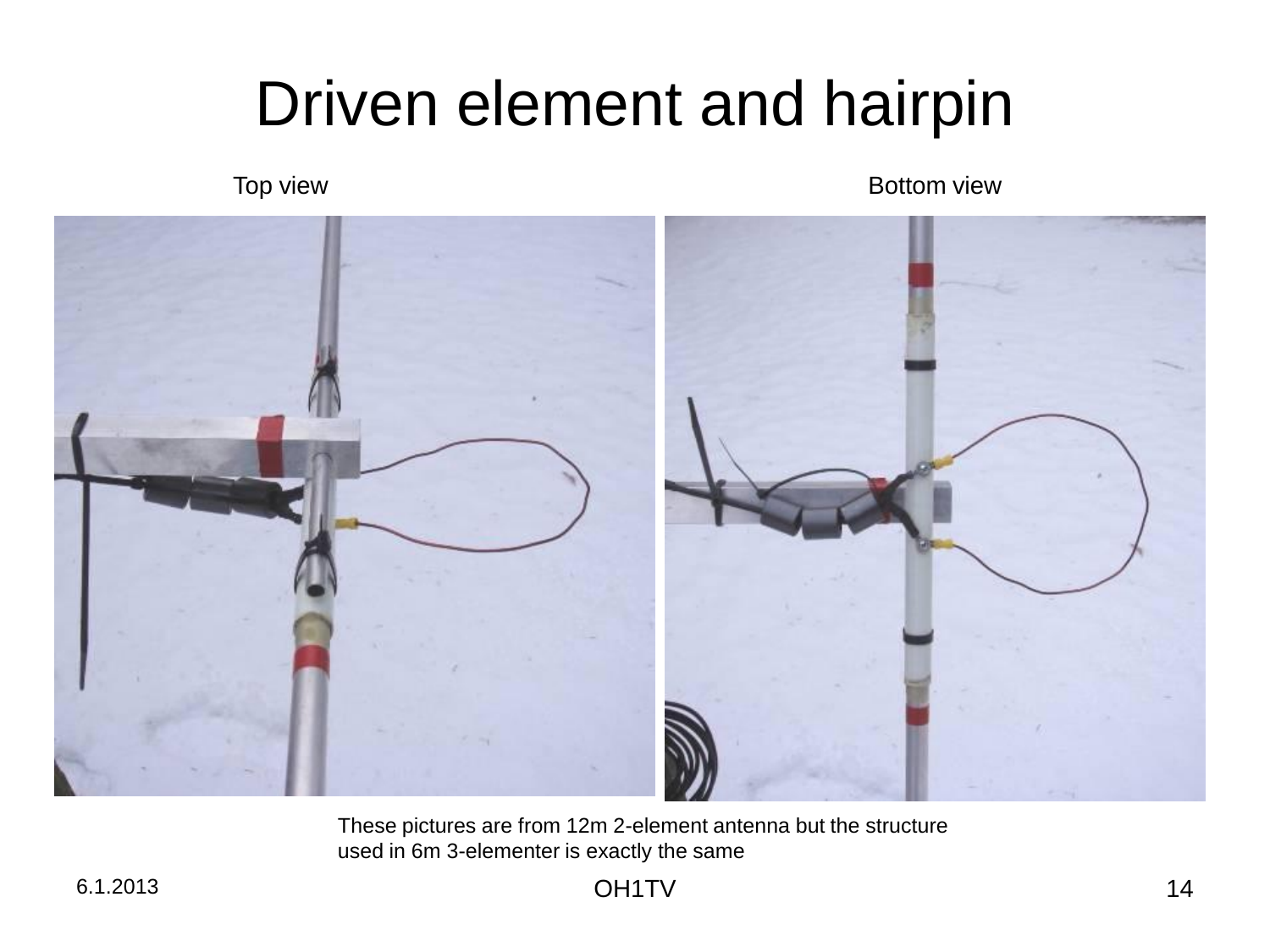# Driven element and hairpin

Top view

Bottom view

These pictures are from 12m 2-element antenna but the structure used in 6m 3-elementer is exactly the same